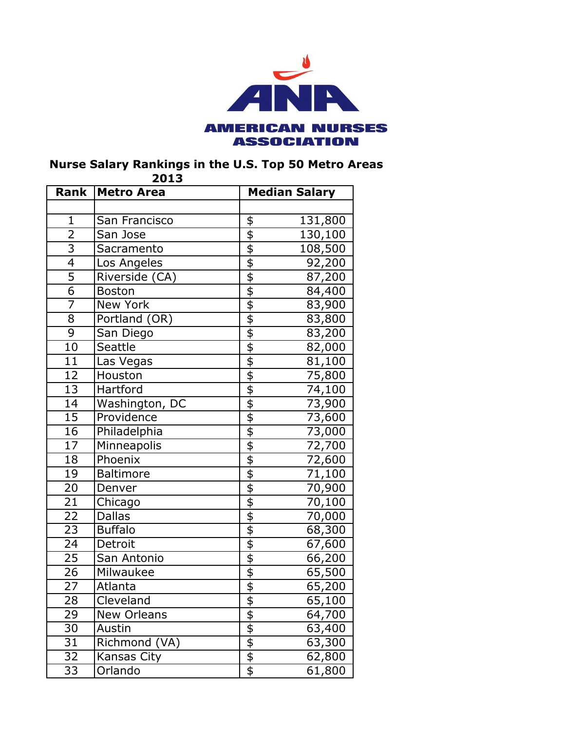AMERICAN NURSES ASSOCIATION

## Nurse Salary Rankings in the U.S. Top 50 Metro Areas 2013

| Rank | Metro Area | Median Salary |
|---|---|---|
| | | |
| 1 | San Francisco | $ 131,800 |
| 2 | San Jose | $ 130,100 |
| 3 | Sacramento | $ 108,500 |
| 4 | Los Angeles | $ 92,200 |
| 5 | Riverside (CA) | $ 87,200 |
| 6 | Boston | $ 84,400 |
| 7 | New York | $ 83,900 |
| 8 | Portland (OR) | $ 83,800 |
| 9 | San Diego | $ 83,200 |
| 10 | Seattle | $ 82,000 |
| 11 | Las Vegas | $ 81,100 |
| 12 | Houston | $ 75,800 |
| 13 | Hartford | $ 74,100 |
| 14 | Washington, DC | $ 73,900 |
| 15 | Providence | $ 73,600 |
| 16 | Philadelphia | $ 73,000 |
| 17 | Minneapolis | $ 72,700 |
| 18 | Phoenix | $ 72,600 |
| 19 | Baltimore | $ 71,100 |
| 20 | Denver | $ 70,900 |
| 21 | Chicago | $ 70,100 |
| 22 | Dallas | $ 70,000 |
| 23 | Buffalo | $ 68,300 |
| 24 | Detroit | $ 67,600 |
| 25 | San Antonio | $ 66,200 |
| 26 | Milwaukee | $ 65,500 |
| 27 | Atlanta | $ 65,200 |
| 28 | Cleveland | $ 65,100 |
| 29 | New Orleans | $ 64,700 |
| 30 | Austin | $ 63,400 |
| 31 | Richmond (VA) | $ 63,300 |
| 32 | Kansas City | $ 62,800 |
| 33 | Orlando | $ 61,800 |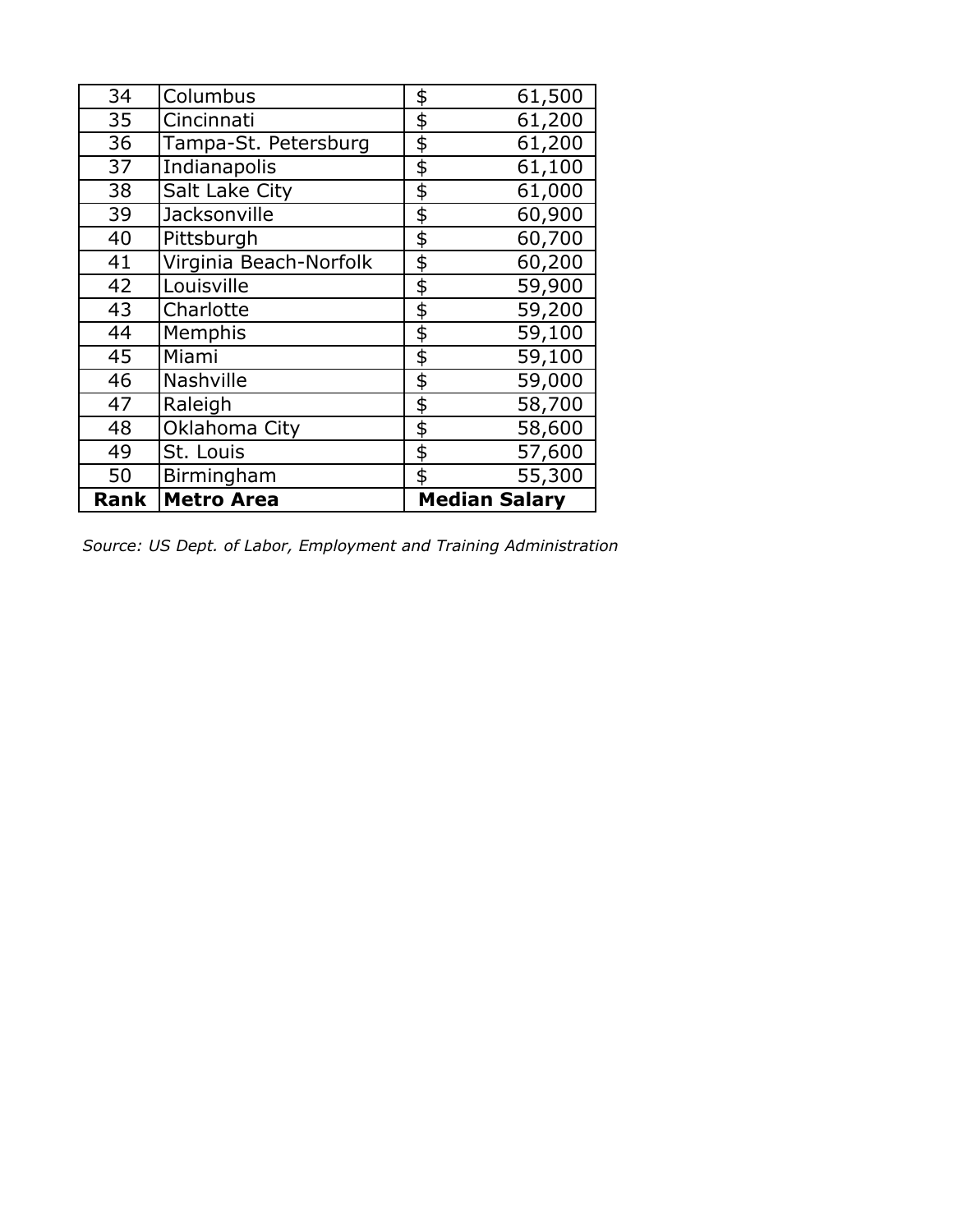| Rank | Metro Area | Median Salary |
|---|---|---|
| 34 | Columbus | $ 61,500 |
| 35 | Cincinnati | $ 61,200 |
| 36 | Tampa-St. Petersburg | $ 61,200 |
| 37 | Indianapolis | $ 61,100 |
| 38 | Salt Lake City | $ 61,000 |
| 39 | Jacksonville | $ 60,900 |
| 40 | Pittsburgh | $ 60,700 |
| 41 | Virginia Beach-Norfolk | $ 60,200 |
| 42 | Louisville | $ 59,900 |
| 43 | Charlotte | $ 59,200 |
| 44 | Memphis | $ 59,100 |
| 45 | Miami | $ 59,100 |
| 46 | Nashville | $ 59,000 |
| 47 | Raleigh | $ 58,700 |
| 48 | Oklahoma City | $ 58,600 |
| 49 | St. Louis | $ 57,600 |
| 50 | Birmingham | $ 55,300 |

*Source: US Dept. of Labor, Employment and Training Administration*